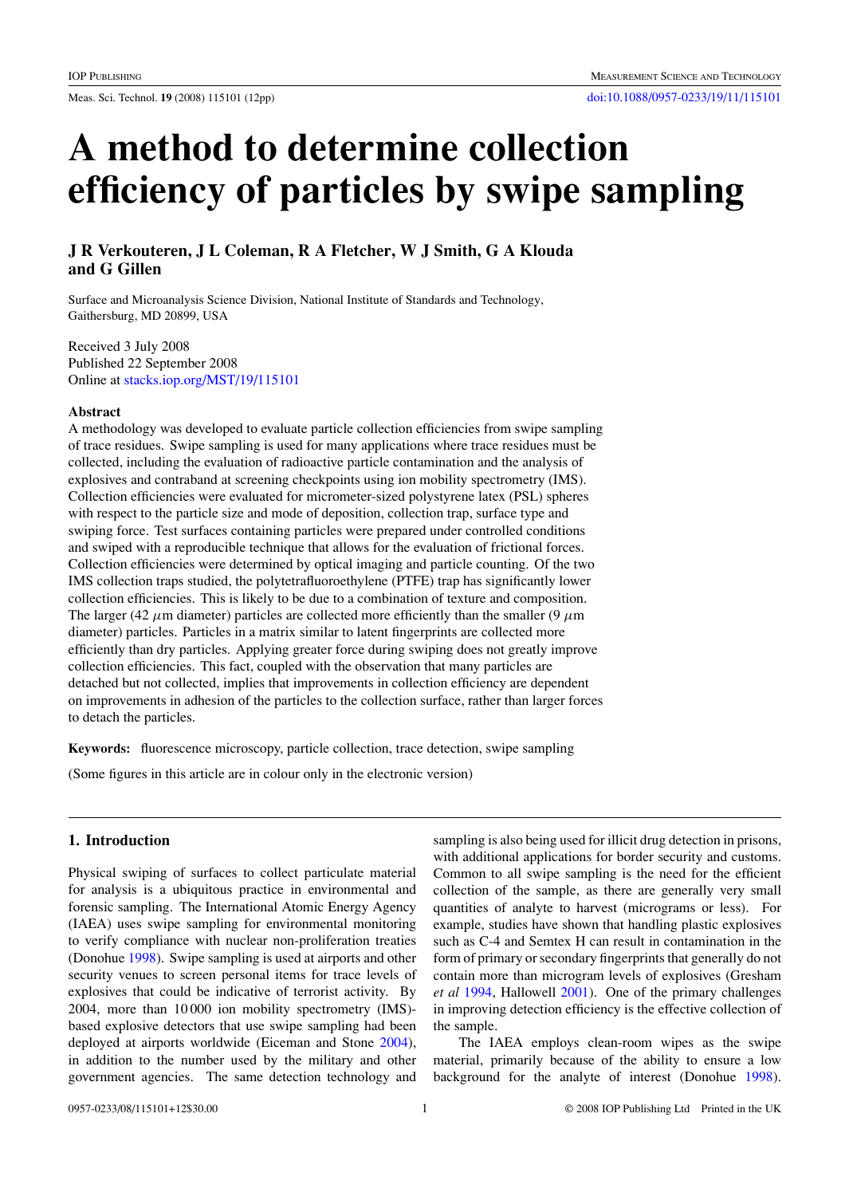# A method to determine collection efficiency of particles by swipe sampling

**J R Verkouteren, J L Coleman, R A Fletcher, W J Smith, G A Klouda and G Gillen**

Surface and Microanalysis Science Division, National Institute of Standards and Technology, Gaithersburg, MD 20899, USA

Received 3 July 2008
Published 22 September 2008
Online at stacks.iop.org/MST/19/115101

## Abstract

A methodology was developed to evaluate particle collection efficiencies from swipe sampling of trace residues. Swipe sampling is used for many applications where trace residues must be collected, including the evaluation of radioactive particle contamination and the analysis of explosives and contraband at screening checkpoints using ion mobility spectrometry (IMS). Collection efficiencies were evaluated for micrometer-sized polystyrene latex (PSL) spheres with respect to the particle size and mode of deposition, collection trap, surface type and swiping force. Test surfaces containing particles were prepared under controlled conditions and swiped with a reproducible technique that allows for the evaluation of frictional forces. Collection efficiencies were determined by optical imaging and particle counting. Of the two IMS collection traps studied, the polytetrafluoroethylene (PTFE) trap has significantly lower collection efficiencies. This is likely to be due to a combination of texture and composition. The larger (42 $\mu$m diameter) particles are collected more efficiently than the smaller (9 $\mu$m diameter) particles. Particles in a matrix similar to latent fingerprints are collected more efficiently than dry particles. Applying greater force during swiping does not greatly improve collection efficiencies. This fact, coupled with the observation that many particles are detached but not collected, implies that improvements in collection efficiency are dependent on improvements in adhesion of the particles to the collection surface, rather than larger forces to detach the particles.

**Keywords:** fluorescence microscopy, particle collection, trace detection, swipe sampling

(Some figures in this article are in colour only in the electronic version)

## 1. Introduction

Physical swiping of surfaces to collect particulate material for analysis is a ubiquitous practice in environmental and forensic sampling. The International Atomic Energy Agency (IAEA) uses swipe sampling for environmental monitoring to verify compliance with nuclear non-proliferation treaties (Donohue 1998). Swipe sampling is used at airports and other security venues to screen personal items for trace levels of explosives that could be indicative of terrorist activity. By 2004, more than 10 000 ion mobility spectrometry (IMS)-based explosive detectors that use swipe sampling had been deployed at airports worldwide (Eiceman and Stone 2004), in addition to the number used by the military and other government agencies. The same detection technology and sampling is also being used for illicit drug detection in prisons, with additional applications for border security and customs. Common to all swipe sampling is the need for the efficient collection of the sample, as there are generally very small quantities of analyte to harvest (micrograms or less). For example, studies have shown that handling plastic explosives such as C-4 and Semtex H can result in contamination in the form of primary or secondary fingerprints that generally do not contain more than microgram levels of explosives (Gresham *et al* 1994, Hallowell 2001). One of the primary challenges in improving detection efficiency is the effective collection of the sample.

The IAEA employs clean-room wipes as the swipe material, primarily because of the ability to ensure a low background for the analyte of interest (Donohue 1998).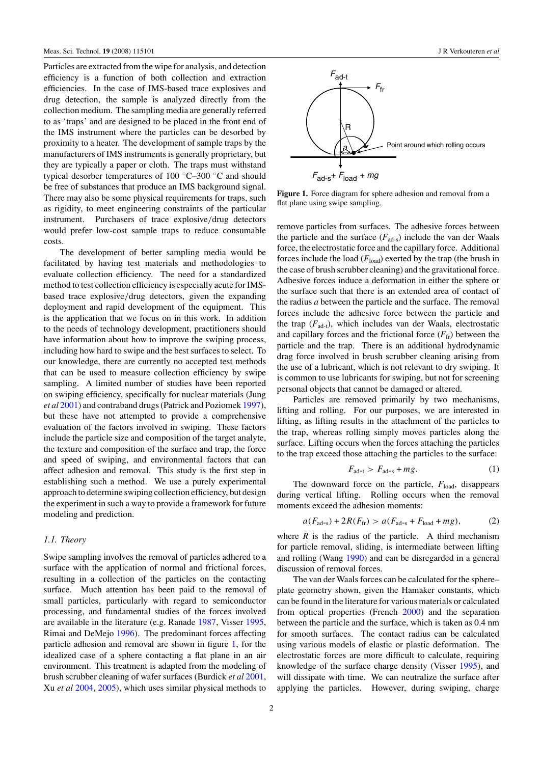Particles are extracted from the wipe for analysis, and detection efficiency is a function of both collection and extraction efficiencies. In the case of IMS-based trace explosives and drug detection, the sample is analyzed directly from the collection medium. The sampling media are generally referred to as 'traps' and are designed to be placed in the front end of the IMS instrument where the particles can be desorbed by proximity to a heater. The development of sample traps by the manufacturers of IMS instruments is generally proprietary, but they are typically a paper or cloth. The traps must withstand typical desorber temperatures of 100 °C–300 °C and should be free of substances that produce an IMS background signal. There may also be some physical requirements for traps, such as rigidity, to meet engineering constraints of the particular instrument. Purchasers of trace explosive/drug detectors would prefer low-cost sample traps to reduce consumable costs.

The development of better sampling media would be facilitated by having test materials and methodologies to evaluate collection efficiency. The need for a standardized method to test collection efficiency is especially acute for IMS-based trace explosive/drug detectors, given the expanding deployment and rapid development of the equipment. This is the application that we focus on in this work. In addition to the needs of technology development, practitioners should have information about how to improve the swiping process, including how hard to swipe and the best surfaces to select. To our knowledge, there are currently no accepted test methods that can be used to measure collection efficiency by swipe sampling. A limited number of studies have been reported on swiping efficiency, specifically for nuclear materials (Jung *et al* 2001) and contraband drugs (Patrick and Poziomek 1997), but these have not attempted to provide a comprehensive evaluation of the factors involved in swiping. These factors include the particle size and composition of the target analyte, the texture and composition of the surface and trap, the force and speed of swiping, and environmental factors that can affect adhesion and removal. This study is the first step in establishing such a method. We use a purely experimental approach to determine swiping collection efficiency, but design the experiment in such a way to provide a framework for future modeling and prediction.

### 1.1. Theory

Swipe sampling involves the removal of particles adhered to a surface with the application of normal and frictional forces, resulting in a collection of the particles on the contacting surface. Much attention has been paid to the removal of small particles, particularly with regard to semiconductor processing, and fundamental studies of the forces involved are available in the literature (e.g. Ranade 1987, Visser 1995, Rimai and DeMejo 1996). The predominant forces affecting particle adhesion and removal are shown in figure 1, for the idealized case of a sphere contacting a flat plane in an air environment. This treatment is adapted from the modeling of brush scrubber cleaning of wafer surfaces (Burdick *et al* 2001, Xu *et al* 2004, 2005), which uses similar physical methods to remove particles from surfaces. The adhesive forces between the particle and the surface ($F_{\text{ad-s}}$) include the van der Waals force, the electrostatic force and the capillary force. Additional forces include the load ($F_{\text{load}}$) exerted by the trap (the brush in the case of brush scrubber cleaning) and the gravitational force. Adhesive forces induce a deformation in either the sphere or the surface such that there is an extended area of contact of the radius $a$ between the particle and the surface. The removal forces include the adhesive force between the particle and the trap ($F_{\text{ad-t}}$), which includes van der Waals, electrostatic and capillary forces and the frictional force ($F_{\text{fr}}$) between the particle and the trap. There is an additional hydrodynamic drag force involved in brush scrubber cleaning arising from the use of a lubricant, which is not relevant to dry swiping. It is common to use lubricants for swiping, but not for screening personal objects that cannot be damaged or altered.

$F_{\text{ad-t}}$

$F_{\text{fr}}$

R

a

Point around which rolling occurs

$F_{\text{ad-s}} + F_{\text{load}} + mg$

**Figure 1.** Force diagram for sphere adhesion and removal from a flat plane using swipe sampling.

Particles are removed primarily by two mechanisms, lifting and rolling. For our purposes, we are interested in lifting, as lifting results in the attachment of the particles to the trap, whereas rolling simply moves particles along the surface. Lifting occurs when the forces attaching the particles to the trap exceed those attaching the particles to the surface:

$$F_{\text{ad-t}} > F_{\text{ad-s}} + mg. \tag{1}$$

The downward force on the particle, $F_{\text{load}}$, disappears during vertical lifting. Rolling occurs when the removal moments exceed the adhesion moments:

$$a(F_{\text{ad-s}}) + 2R(F_{\text{fr}}) > a(F_{\text{ad-s}} + F_{\text{load}} + mg), \tag{2}$$

where $R$ is the radius of the particle. A third mechanism for particle removal, sliding, is intermediate between lifting and rolling (Wang 1990) and can be disregarded in a general discussion of removal forces.

The van der Waals forces can be calculated for the sphere–plate geometry shown, given the Hamaker constants, which can be found in the literature for various materials or calculated from optical properties (French 2000) and the separation between the particle and the surface, which is taken as 0.4 nm for smooth surfaces. The contact radius can be calculated using various models of elastic or plastic deformation. The electrostatic forces are more difficult to calculate, requiring knowledge of the surface charge density (Visser 1995), and will dissipate with time. We can neutralize the surface after applying the particles. However, during swiping, charge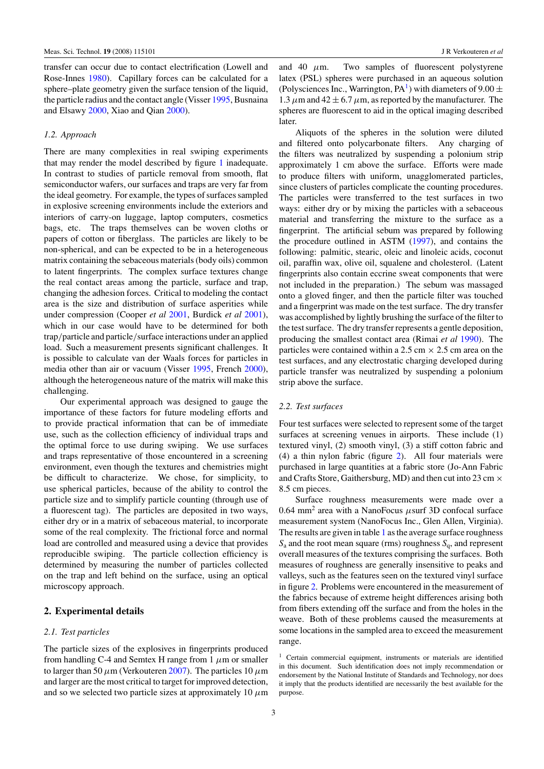transfer can occur due to contact electrification (Lowell and Rose-Innes 1980). Capillary forces can be calculated for a sphere–plate geometry given the surface tension of the liquid, the particle radius and the contact angle (Visser 1995, Busnaina and Elsawy 2000, Xiao and Qian 2000).

### *1.2. Approach*

There are many complexities in real swiping experiments that may render the model described by figure 1 inadequate. In contrast to studies of particle removal from smooth, flat semiconductor wafers, our surfaces and traps are very far from the ideal geometry. For example, the types of surfaces sampled in explosive screening environments include the exteriors and interiors of carry-on luggage, laptop computers, cosmetics bags, etc. The traps themselves can be woven cloths or papers of cotton or fiberglass. The particles are likely to be non-spherical, and can be expected to be in a heterogeneous matrix containing the sebaceous materials (body oils) common to latent fingerprints. The complex surface textures change the real contact areas among the particle, surface and trap, changing the adhesion forces. Critical to modeling the contact area is the size and distribution of surface asperities while under compression (Cooper *et al* 2001, Burdick *et al* 2001), which in our case would have to be determined for both trap/particle and particle/surface interactions under an applied load. Such a measurement presents significant challenges. It is possible to calculate van der Waals forces for particles in media other than air or vacuum (Visser 1995, French 2000), although the heterogeneous nature of the matrix will make this challenging.

Our experimental approach was designed to gauge the importance of these factors for future modeling efforts and to provide practical information that can be of immediate use, such as the collection efficiency of individual traps and the optimal force to use during swiping. We use surfaces and traps representative of those encountered in a screening environment, even though the textures and chemistries might be difficult to characterize. We chose, for simplicity, to use spherical particles, because of the ability to control the particle size and to simplify particle counting (through use of a fluorescent tag). The particles are deposited in two ways, either dry or in a matrix of sebaceous material, to incorporate some of the real complexity. The frictional force and normal load are controlled and measured using a device that provides reproducible swiping. The particle collection efficiency is determined by measuring the number of particles collected on the trap and left behind on the surface, using an optical microscopy approach.

## 2. Experimental details

### *2.1. Test particles*

The particle sizes of the explosives in fingerprints produced from handling C-4 and Semtex H range from 1 $\mu$m or smaller to larger than 50 $\mu$m (Verkouteren 2007). The particles 10 $\mu$m and larger are the most critical to target for improved detection, and so we selected two particle sizes at approximately 10 $\mu$m and 40 $\mu$m. Two samples of fluorescent polystyrene latex (PSL) spheres were purchased in an aqueous solution (Polysciences Inc., Warrington, PA[1]) with diameters of $9.00 \pm 1.3$ $\mu$m and $42 \pm 6.7$ $\mu$m, as reported by the manufacturer. The spheres are fluorescent to aid in the optical imaging described later.

Aliquots of the spheres in the solution were diluted and filtered onto polycarbonate filters. Any charging of the filters was neutralized by suspending a polonium strip approximately 1 cm above the surface. Efforts were made to produce filters with uniform, unagglomerated particles, since clusters of particles complicate the counting procedures. The particles were transferred to the test surfaces in two ways: either dry or by mixing the particles with a sebaceous material and transferring the mixture to the surface as a fingerprint. The artificial sebum was prepared by following the procedure outlined in ASTM (1997), and contains the following: palmitic, stearic, oleic and linoleic acids, coconut oil, paraffin wax, olive oil, squalene and cholesterol. (Latent fingerprints also contain eccrine sweat components that were not included in the preparation.) The sebum was massaged onto a gloved finger, and then the particle filter was touched and a fingerprint was made on the test surface. The dry transfer was accomplished by lightly brushing the surface of the filter to the test surface. The dry transfer represents a gentle deposition, producing the smallest contact area (Rimai *et al* 1990). The particles were contained within a 2.5 cm × 2.5 cm area on the test surfaces, and any electrostatic charging developed during particle transfer was neutralized by suspending a polonium strip above the surface.

### *2.2. Test surfaces*

Four test surfaces were selected to represent some of the target surfaces at screening venues in airports. These include (1) textured vinyl, (2) smooth vinyl, (3) a stiff cotton fabric and (4) a thin nylon fabric (figure 2). All four materials were purchased in large quantities at a fabric store (Jo-Ann Fabric and Crafts Store, Gaithersburg, MD) and then cut into 23 cm × 8.5 cm pieces.

Surface roughness measurements were made over a 0.64 mm$^2$ area with a NanoFocus $\mu$surf 3D confocal surface measurement system (NanoFocus Inc., Glen Allen, Virginia). The results are given in table 1 as the average surface roughness $S_a$ and the root mean square (rms) roughness $S_q$, and represent overall measures of the textures comprising the surfaces. Both measures of roughness are generally insensitive to peaks and valleys, such as the features seen on the textured vinyl surface in figure 2. Problems were encountered in the measurement of the fabrics because of extreme height differences arising both from fibers extending off the surface and from the holes in the weave. Both of these problems caused the measurements at some locations in the sampled area to exceed the measurement range.

[1] Certain commercial equipment, instruments or materials are identified in this document. Such identification does not imply recommendation or endorsement by the National Institute of Standards and Technology, nor does it imply that the products identified are necessarily the best available for the purpose.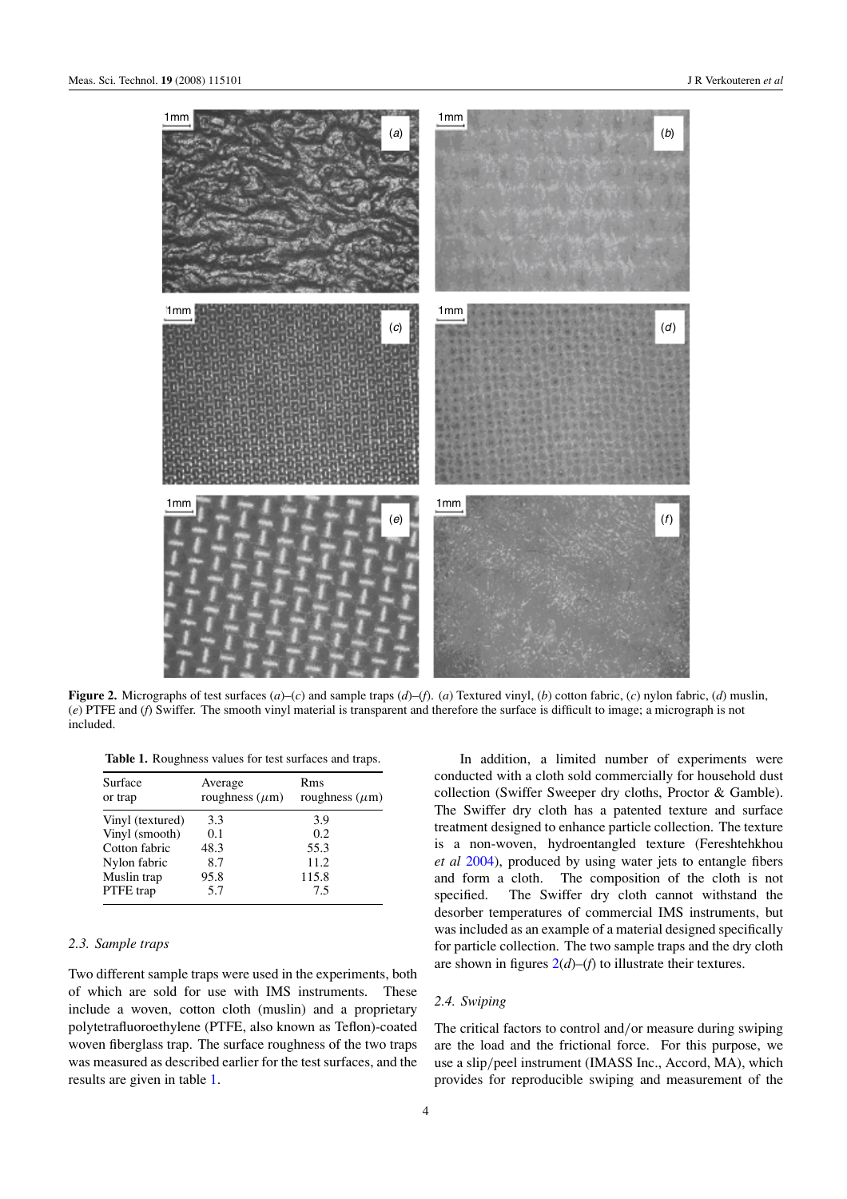**Figure 2.** Micrographs of test surfaces (*a*)–(*c*) and sample traps (*d*)–(*f*). (*a*) Textured vinyl, (*b*) cotton fabric, (*c*) nylon fabric, (*d*) muslin, (*e*) PTFE and (*f*) Swiffer. The smooth vinyl material is transparent and therefore the surface is difficult to image; a micrograph is not included.

**Table 1.** Roughness values for test surfaces and traps.

| Surface or trap | Average roughness ($\mu$m) | Rms roughness ($\mu$m) |
|---|---|---|
| Vinyl (textured) | 3.3 | 3.9 |
| Vinyl (smooth) | 0.1 | 0.2 |
| Cotton fabric | 48.3 | 55.3 |
| Nylon fabric | 8.7 | 11.2 |
| Muslin trap | 95.8 | 115.8 |
| PTFE trap | 5.7 | 7.5 |

### *2.3. Sample traps*

Two different sample traps were used in the experiments, both of which are sold for use with IMS instruments. These include a woven, cotton cloth (muslin) and a proprietary polytetrafluoroethylene (PTFE, also known as Teflon)-coated woven fiberglass trap. The surface roughness of the two traps was measured as described earlier for the test surfaces, and the results are given in table 1.

In addition, a limited number of experiments were conducted with a cloth sold commercially for household dust collection (Swiffer Sweeper dry cloths, Proctor & Gamble). The Swiffer dry cloth has a patented texture and surface treatment designed to enhance particle collection. The texture is a non-woven, hydroentangled texture (Fereshtehkhou *et al* 2004), produced by using water jets to entangle fibers and form a cloth. The composition of the cloth is not specified. The Swiffer dry cloth cannot withstand the desorber temperatures of commercial IMS instruments, but was included as an example of a material designed specifically for particle collection. The two sample traps and the dry cloth are shown in figures 2(*d*)–(*f*) to illustrate their textures.

### *2.4. Swiping*

The critical factors to control and/or measure during swiping are the load and the frictional force. For this purpose, we use a slip/peel instrument (IMASS Inc., Accord, MA), which provides for reproducible swiping and measurement of the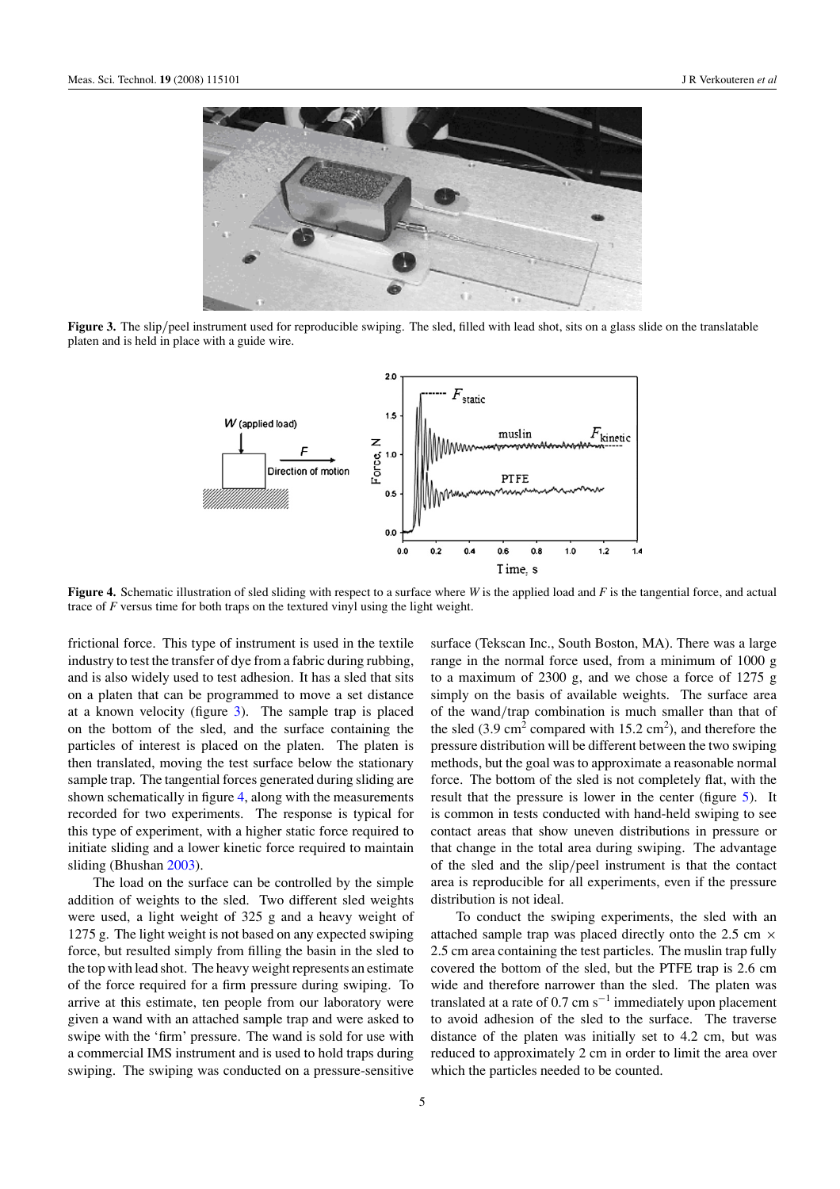**Figure 3.** The slip/peel instrument used for reproducible swiping. The sled, filled with lead shot, sits on a glass slide on the translatable platen and is held in place with a guide wire.

**Figure 4.** Schematic illustration of sled sliding with respect to a surface where $W$ is the applied load and $F$ is the tangential force, and actual trace of $F$ versus time for both traps on the textured vinyl using the light weight.

frictional force. This type of instrument is used in the textile industry to test the transfer of dye from a fabric during rubbing, and is also widely used to test adhesion. It has a sled that sits on a platen that can be programmed to move a set distance at a known velocity (figure 3). The sample trap is placed on the bottom of the sled, and the surface containing the particles of interest is placed on the platen. The platen is then translated, moving the test surface below the stationary sample trap. The tangential forces generated during sliding are shown schematically in figure 4, along with the measurements recorded for two experiments. The response is typical for this type of experiment, with a higher static force required to initiate sliding and a lower kinetic force required to maintain sliding (Bhushan 2003).

The load on the surface can be controlled by the simple addition of weights to the sled. Two different sled weights were used, a light weight of 325 g and a heavy weight of 1275 g. The light weight is not based on any expected swiping force, but resulted simply from filling the basin in the sled to the top with lead shot. The heavy weight represents an estimate of the force required for a firm pressure during swiping. To arrive at this estimate, ten people from our laboratory were given a wand with an attached sample trap and were asked to swipe with the 'firm' pressure. The wand is sold for use with a commercial IMS instrument and is used to hold traps during swiping. The swiping was conducted on a pressure-sensitive surface (Tekscan Inc., South Boston, MA). There was a large range in the normal force used, from a minimum of 1000 g to a maximum of 2300 g, and we chose a force of 1275 g simply on the basis of available weights. The surface area of the wand/trap combination is much smaller than that of the sled (3.9 $cm^2$ compared with 15.2 $cm^2$), and therefore the pressure distribution will be different between the two swiping methods, but the goal was to approximate a reasonable normal force. The bottom of the sled is not completely flat, with the result that the pressure is lower in the center (figure 5). It is common in tests conducted with hand-held swiping to see contact areas that show uneven distributions in pressure or that change in the total area during swiping. The advantage of the sled and the slip/peel instrument is that the contact area is reproducible for all experiments, even if the pressure distribution is not ideal.

To conduct the swiping experiments, the sled with an attached sample trap was placed directly onto the 2.5 cm × 2.5 cm area containing the test particles. The muslin trap fully covered the bottom of the sled, but the PTFE trap is 2.6 cm wide and therefore narrower than the sled. The platen was translated at a rate of 0.7 cm $s^{-1}$ immediately upon placement to avoid adhesion of the sled to the surface. The traverse distance of the platen was initially set to 4.2 cm, but was reduced to approximately 2 cm in order to limit the area over which the particles needed to be counted.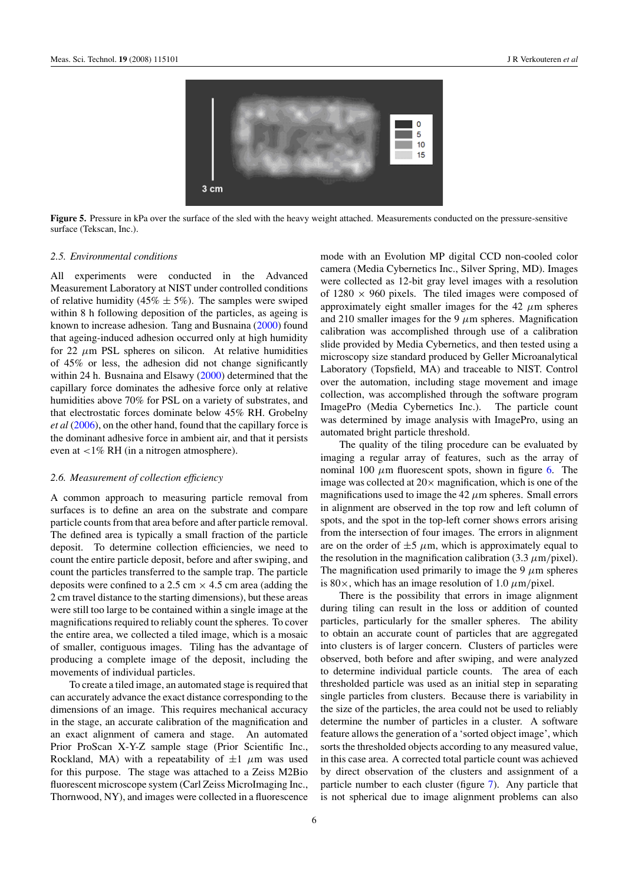**Figure 5.** Pressure in kPa over the surface of the sled with the heavy weight attached. Measurements conducted on the pressure-sensitive surface (Tekscan, Inc.).

### *2.5. Environmental conditions*

All experiments were conducted in the Advanced Measurement Laboratory at NIST under controlled conditions of relative humidity (45% ± 5%). The samples were swiped within 8 h following deposition of the particles, as ageing is known to increase adhesion. Tang and Busnaina (2000) found that ageing-induced adhesion occurred only at high humidity for 22 $\mu$m PSL spheres on silicon. At relative humidities of 45% or less, the adhesion did not change significantly within 24 h. Busnaina and Elsawy (2000) determined that the capillary force dominates the adhesive force only at relative humidities above 70% for PSL on a variety of substrates, and that electrostatic forces dominate below 45% RH. Grobelny *et al* (2006), on the other hand, found that the capillary force is the dominant adhesive force in ambient air, and that it persists even at <1% RH (in a nitrogen atmosphere).

### *2.6. Measurement of collection efficiency*

A common approach to measuring particle removal from surfaces is to define an area on the substrate and compare particle counts from that area before and after particle removal. The defined area is typically a small fraction of the particle deposit. To determine collection efficiencies, we need to count the entire particle deposit, before and after swiping, and count the particles transferred to the sample trap. The particle deposits were confined to a 2.5 cm × 4.5 cm area (adding the 2 cm travel distance to the starting dimensions), but these areas were still too large to be contained within a single image at the magnifications required to reliably count the spheres. To cover the entire area, we collected a tiled image, which is a mosaic of smaller, contiguous images. Tiling has the advantage of producing a complete image of the deposit, including the movements of individual particles.

To create a tiled image, an automated stage is required that can accurately advance the exact distance corresponding to the dimensions of an image. This requires mechanical accuracy in the stage, an accurate calibration of the magnification and an exact alignment of camera and stage. An automated Prior ProScan X-Y-Z sample stage (Prior Scientific Inc., Rockland, MA) with a repeatability of ±1 $\mu$m was used for this purpose. The stage was attached to a Zeiss M2Bio fluorescent microscope system (Carl Zeiss MicroImaging Inc., Thornwood, NY), and images were collected in a fluorescence mode with an Evolution MP digital CCD non-cooled color camera (Media Cybernetics Inc., Silver Spring, MD). Images were collected as 12-bit gray level images with a resolution of 1280 × 960 pixels. The tiled images were composed of approximately eight smaller images for the 42 $\mu$m spheres and 210 smaller images for the 9 $\mu$m spheres. Magnification calibration was accomplished through use of a calibration slide provided by Media Cybernetics, and then tested using a microscopy size standard produced by Geller Microanalytical Laboratory (Topsfield, MA) and traceable to NIST. Control over the automation, including stage movement and image collection, was accomplished through the software program ImagePro (Media Cybernetics Inc.). The particle count was determined by image analysis with ImagePro, using an automated bright particle threshold.

The quality of the tiling procedure can be evaluated by imaging a regular array of features, such as the array of nominal 100 $\mu$m fluorescent spots, shown in figure 6. The image was collected at 20× magnification, which is one of the magnifications used to image the 42 $\mu$m spheres. Small errors in alignment are observed in the top row and left column of spots, and the spot in the top-left corner shows errors arising from the intersection of four images. The errors in alignment are on the order of ±5 $\mu$m, which is approximately equal to the resolution in the magnification calibration (3.3 $\mu$m/pixel). The magnification used primarily to image the 9 $\mu$m spheres is 80×, which has an image resolution of 1.0 $\mu$m/pixel.

There is the possibility that errors in image alignment during tiling can result in the loss or addition of counted particles, particularly for the smaller spheres. The ability to obtain an accurate count of particles that are aggregated into clusters is of larger concern. Clusters of particles were observed, both before and after swiping, and were analyzed to determine individual particle counts. The area of each thresholded particle was used as an initial step in separating single particles from clusters. Because there is variability in the size of the particles, the area could not be used to reliably determine the number of particles in a cluster. A software feature allows the generation of a 'sorted object image', which sorts the thresholded objects according to any measured value, in this case area. A corrected total particle count was achieved by direct observation of the clusters and assignment of a particle number to each cluster (figure 7). Any particle that is not spherical due to image alignment problems can also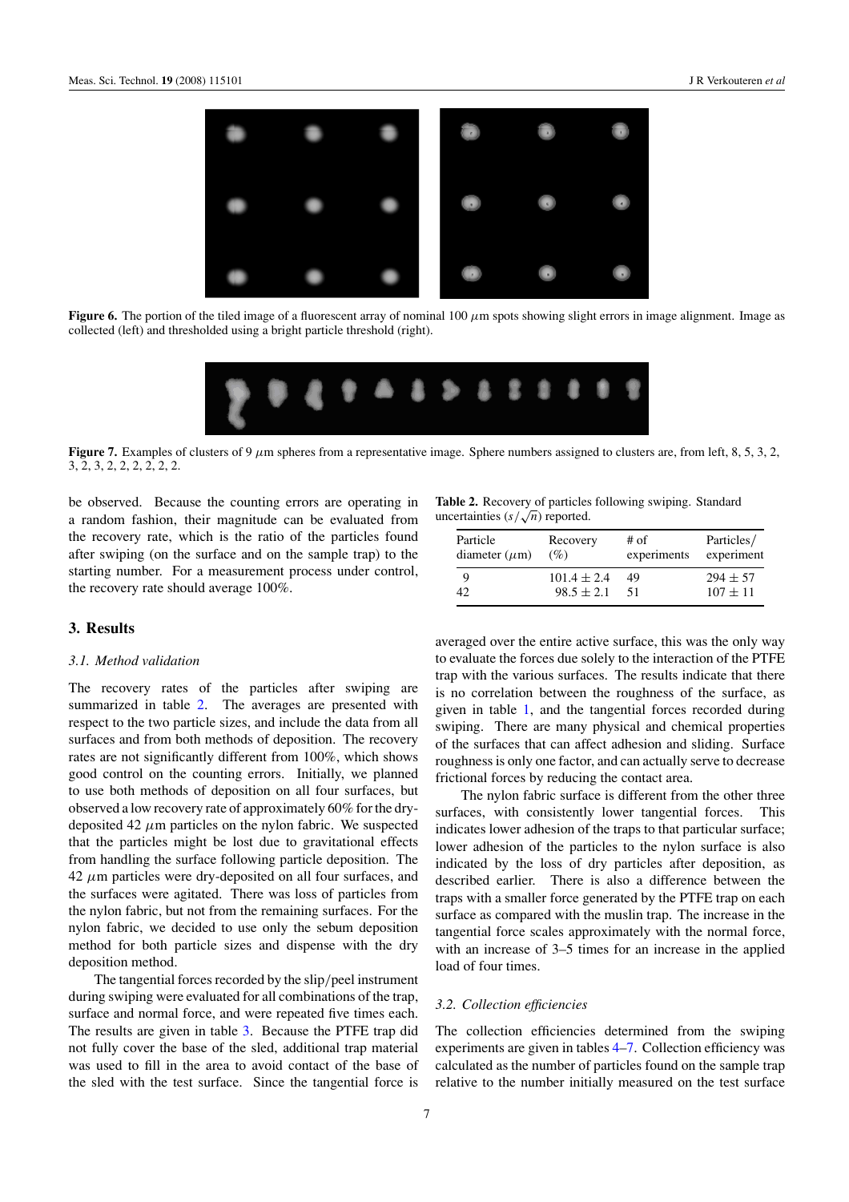**Figure 6.** The portion of the tiled image of a fluorescent array of nominal 100 $\mu$m spots showing slight errors in image alignment. Image as collected (left) and thresholded using a bright particle threshold (right).

**Figure 7.** Examples of clusters of 9 $\mu$m spheres from a representative image. Sphere numbers assigned to clusters are, from left, 8, 5, 3, 2, 3, 2, 3, 2, 2, 2, 2, 2, 2.

be observed. Because the counting errors are operating in a random fashion, their magnitude can be evaluated from the recovery rate, which is the ratio of the particles found after swiping (on the surface and on the sample trap) to the starting number. For a measurement process under control, the recovery rate should average 100%.

## 3. Results

### 3.1. Method validation

The recovery rates of the particles after swiping are summarized in table 2. The averages are presented with respect to the two particle sizes, and include the data from all surfaces and from both methods of deposition. The recovery rates are not significantly different from 100%, which shows good control on the counting errors. Initially, we planned to use both methods of deposition on all four surfaces, but observed a low recovery rate of approximately 60% for the dry-deposited 42 $\mu$m particles on the nylon fabric. We suspected that the particles might be lost due to gravitational effects from handling the surface following particle deposition. The 42 $\mu$m particles were dry-deposited on all four surfaces, and the surfaces were agitated. There was loss of particles from the nylon fabric, but not from the remaining surfaces. For the nylon fabric, we decided to use only the sebum deposition method for both particle sizes and dispense with the dry deposition method.

The tangential forces recorded by the slip/peel instrument during swiping were evaluated for all combinations of the trap, surface and normal force, and were repeated five times each. The results are given in table 3. Because the PTFE trap did not fully cover the base of the sled, additional trap material was used to fill in the area to avoid contact of the base of the sled with the test surface. Since the tangential force is averaged over the entire active surface, this was the only way to evaluate the forces due solely to the interaction of the PTFE trap with the various surfaces. The results indicate that there is no correlation between the roughness of the surface, as given in table 1, and the tangential forces recorded during swiping. There are many physical and chemical properties of the surfaces that can affect adhesion and sliding. Surface roughness is only one factor, and can actually serve to decrease frictional forces by reducing the contact area.

**Table 2.** Recovery of particles following swiping. Standard uncertainties ($s/\sqrt{n}$) reported.

| Particle diameter ($\mu$m) | Recovery (%) | # of experiments | Particles/ experiment |
|---|---|---|---|
| 9 | 101.4 ± 2.4 | 49 | 294 ± 57 |
| 42 | 98.5 ± 2.1 | 51 | 107 ± 11 |

The nylon fabric surface is different from the other three surfaces, with consistently lower tangential forces. This indicates lower adhesion of the traps to that particular surface; lower adhesion of the particles to the nylon surface is also indicated by the loss of dry particles after deposition, as described earlier. There is also a difference between the traps with a smaller force generated by the PTFE trap on each surface as compared with the muslin trap. The increase in the tangential force scales approximately with the normal force, with an increase of 3–5 times for an increase in the applied load of four times.

### 3.2. Collection efficiencies

The collection efficiencies determined from the swiping experiments are given in tables 4–7. Collection efficiency was calculated as the number of particles found on the sample trap relative to the number initially measured on the test surface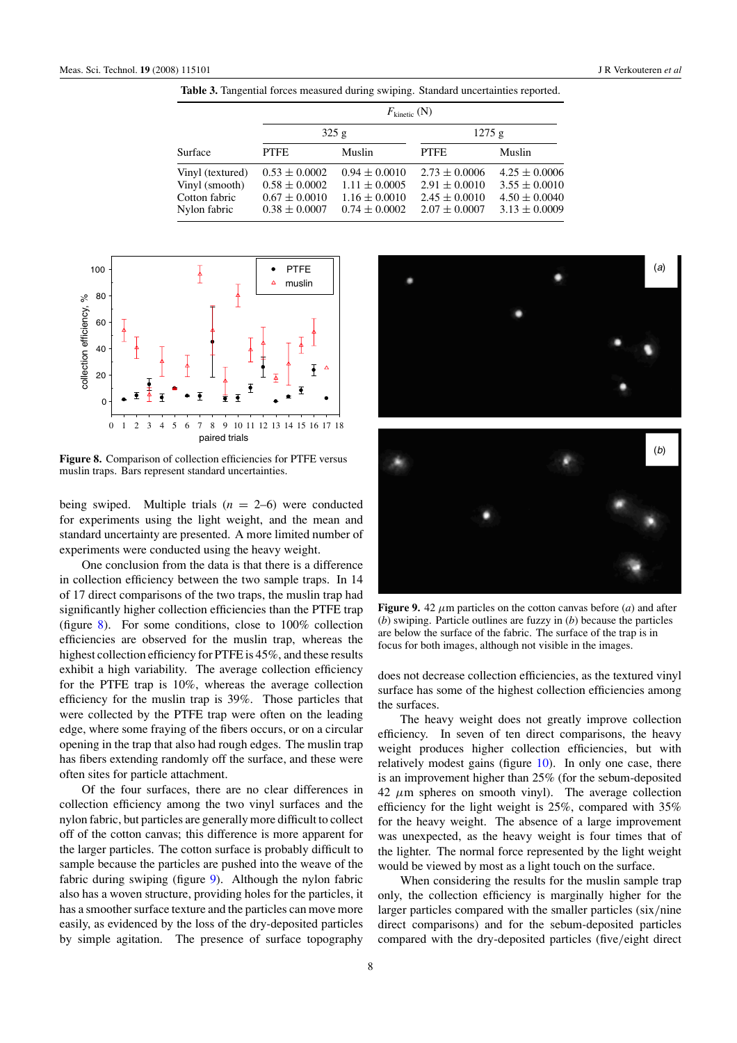**Table 3.** Tangential forces measured during swiping. Standard uncertainties reported.

| | $F_{\text{kinetic}}$ (N) | | | |
|---|---|---|---|---|
| | 325 g | | 1275 g | |
| Surface | PTFE | Muslin | PTFE | Muslin |
| Vinyl (textured) | 0.53 ± 0.0002 | 0.94 ± 0.0010 | 2.73 ± 0.0006 | 4.25 ± 0.0006 |
| Vinyl (smooth) | 0.58 ± 0.0002 | 1.11 ± 0.0005 | 2.91 ± 0.0010 | 3.55 ± 0.0010 |
| Cotton fabric | 0.67 ± 0.0010 | 1.16 ± 0.0010 | 2.45 ± 0.0010 | 4.50 ± 0.0040 |
| Nylon fabric | 0.38 ± 0.0007 | 0.74 ± 0.0002 | 2.07 ± 0.0007 | 3.13 ± 0.0009 |

collection efficiency, %
100
80
60
40
20
0
0 1 2 3 4 5 6 7 8 9 10 11 12 13 14 15 16 17 18
paired trials
PTFE
muslin

**Figure 8.** Comparison of collection efficiencies for PTFE versus muslin traps. Bars represent standard uncertainties.

being swiped. Multiple trials ($n$ = 2–6) were conducted for experiments using the light weight, and the mean and standard uncertainty are presented. A more limited number of experiments were conducted using the heavy weight.

One conclusion from the data is that there is a difference in collection efficiency between the two sample traps. In 14 of 17 direct comparisons of the two traps, the muslin trap had significantly higher collection efficiencies than the PTFE trap (figure 8). For some conditions, close to 100% collection efficiencies are observed for the muslin trap, whereas the highest collection efficiency for PTFE is 45%, and these results exhibit a high variability. The average collection efficiency for the PTFE trap is 10%, whereas the average collection efficiency for the muslin trap is 39%. Those particles that were collected by the PTFE trap were often on the leading edge, where some fraying of the fibers occurs, or on a circular opening in the trap that also had rough edges. The muslin trap has fibers extending randomly off the surface, and these were often sites for particle attachment.

Of the four surfaces, there are no clear differences in collection efficiency among the two vinyl surfaces and the nylon fabric, but particles are generally more difficult to collect off of the cotton canvas; this difference is more apparent for the larger particles. The cotton surface is probably difficult to sample because the particles are pushed into the weave of the fabric during swiping (figure 9). Although the nylon fabric also has a woven structure, providing holes for the particles, it has a smoother surface texture and the particles can move more easily, as evidenced by the loss of the dry-deposited particles by simple agitation. The presence of surface topography

(a)

(b)

**Figure 9.** 42 $\mu$m particles on the cotton canvas before (*a*) and after (*b*) swiping. Particle outlines are fuzzy in (*b*) because the particles are below the surface of the fabric. The surface of the trap is in focus for both images, although not visible in the images.

does not decrease collection efficiencies, as the textured vinyl surface has some of the highest collection efficiencies among the surfaces.

The heavy weight does not greatly improve collection efficiency. In seven of ten direct comparisons, the heavy weight produces higher collection efficiencies, but with relatively modest gains (figure 10). In only one case, there is an improvement higher than 25% (for the sebum-deposited 42 $\mu$m spheres on smooth vinyl). The average collection efficiency for the light weight is 25%, compared with 35% for the heavy weight. The absence of a large improvement was unexpected, as the heavy weight is four times that of the lighter. The normal force represented by the light weight would be viewed by most as a light touch on the surface.

When considering the results for the muslin sample trap only, the collection efficiency is marginally higher for the larger particles compared with the smaller particles (six/nine direct comparisons) and for the sebum-deposited particles compared with the dry-deposited particles (five/eight direct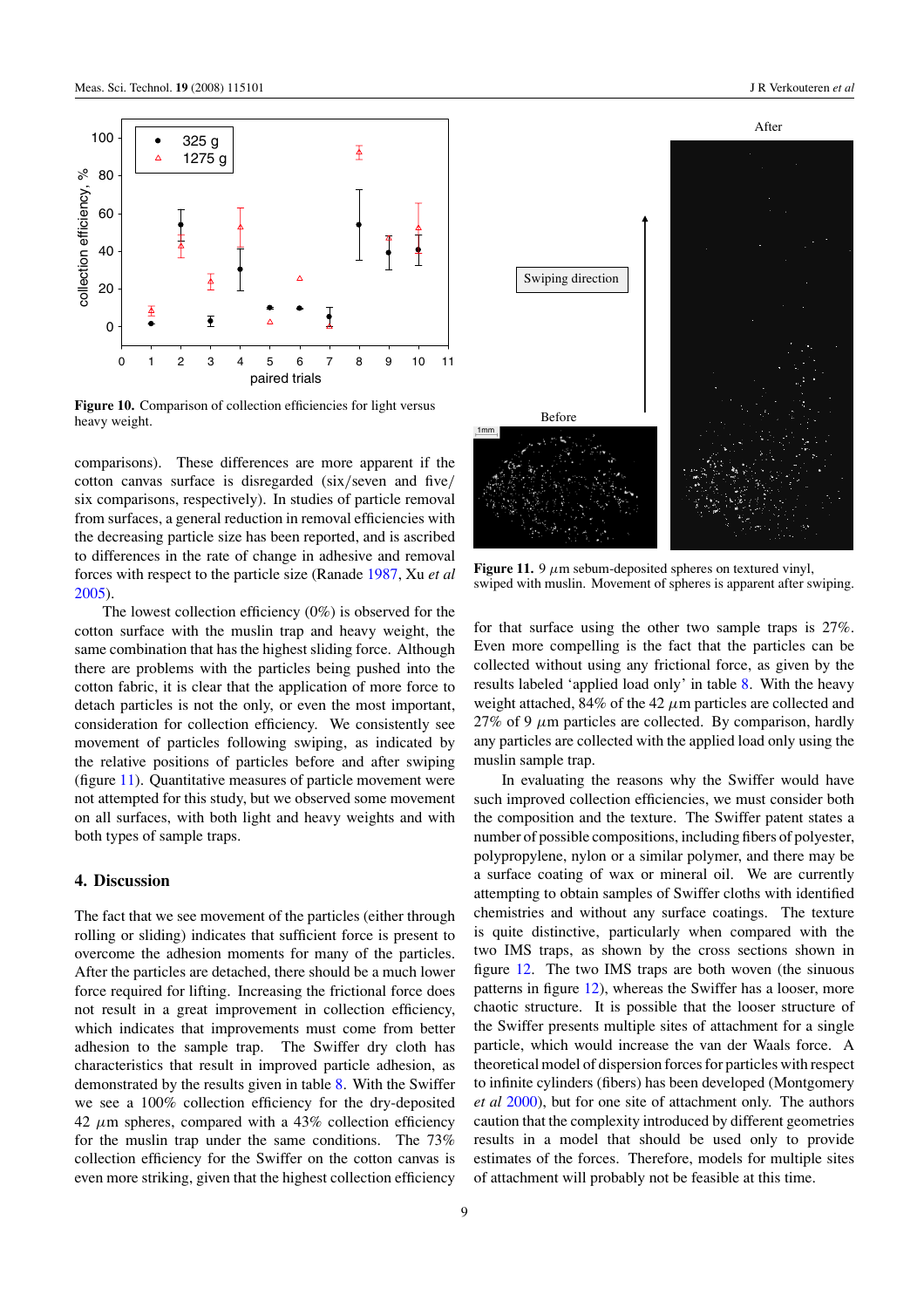**Figure 10.** Comparison of collection efficiencies for light versus heavy weight.

comparisons). These differences are more apparent if the cotton canvas surface is disregarded (six/seven and five/six comparisons, respectively). In studies of particle removal from surfaces, a general reduction in removal efficiencies with the decreasing particle size has been reported, and is ascribed to differences in the rate of change in adhesive and removal forces with respect to the particle size (Ranade 1987, Xu *et al* 2005).

The lowest collection efficiency (0%) is observed for the cotton surface with the muslin trap and heavy weight, the same combination that has the highest sliding force. Although there are problems with the particles being pushed into the cotton fabric, it is clear that the application of more force to detach particles is not the only, or even the most important, consideration for collection efficiency. We consistently see movement of particles following swiping, as indicated by the relative positions of particles before and after swiping (figure 11). Quantitative measures of particle movement were not attempted for this study, but we observed some movement on all surfaces, with both light and heavy weights and with both types of sample traps.

## 4. Discussion

The fact that we see movement of the particles (either through rolling or sliding) indicates that sufficient force is present to overcome the adhesion moments for many of the particles. After the particles are detached, there should be a much lower force required for lifting. Increasing the frictional force does not result in a great improvement in collection efficiency, which indicates that improvements must come from better adhesion to the sample trap. The Swiffer dry cloth has characteristics that result in improved particle adhesion, as demonstrated by the results given in table 8. With the Swiffer we see a 100% collection efficiency for the dry-deposited 42 $\mu$m spheres, compared with a 43% collection efficiency for the muslin trap under the same conditions. The 73% collection efficiency for the Swiffer on the cotton canvas is even more striking, given that the highest collection efficiency for that surface using the other two sample traps is 27%. Even more compelling is the fact that the particles can be collected without using any frictional force, as given by the results labeled 'applied load only' in table 8. With the heavy weight attached, 84% of the 42 $\mu$m particles are collected and 27% of 9 $\mu$m particles are collected. By comparison, hardly any particles are collected with the applied load only using the muslin sample trap.

**Figure 11.** 9 $\mu$m sebum-deposited spheres on textured vinyl, swiped with muslin. Movement of spheres is apparent after swiping.

In evaluating the reasons why the Swiffer would have such improved collection efficiencies, we must consider both the composition and the texture. The Swiffer patent states a number of possible compositions, including fibers of polyester, polypropylene, nylon or a similar polymer, and there may be a surface coating of wax or mineral oil. We are currently attempting to obtain samples of Swiffer cloths with identified chemistries and without any surface coatings. The texture is quite distinctive, particularly when compared with the two IMS traps, as shown by the cross sections shown in figure 12. The two IMS traps are both woven (the sinuous patterns in figure 12), whereas the Swiffer has a looser, more chaotic structure. It is possible that the looser structure of the Swiffer presents multiple sites of attachment for a single particle, which would increase the van der Waals force. A theoretical model of dispersion forces for particles with respect to infinite cylinders (fibers) has been developed (Montgomery *et al* 2000), but for one site of attachment only. The authors caution that the complexity introduced by different geometries results in a model that should be used only to provide estimates of the forces. Therefore, models for multiple sites of attachment will probably not be feasible at this time.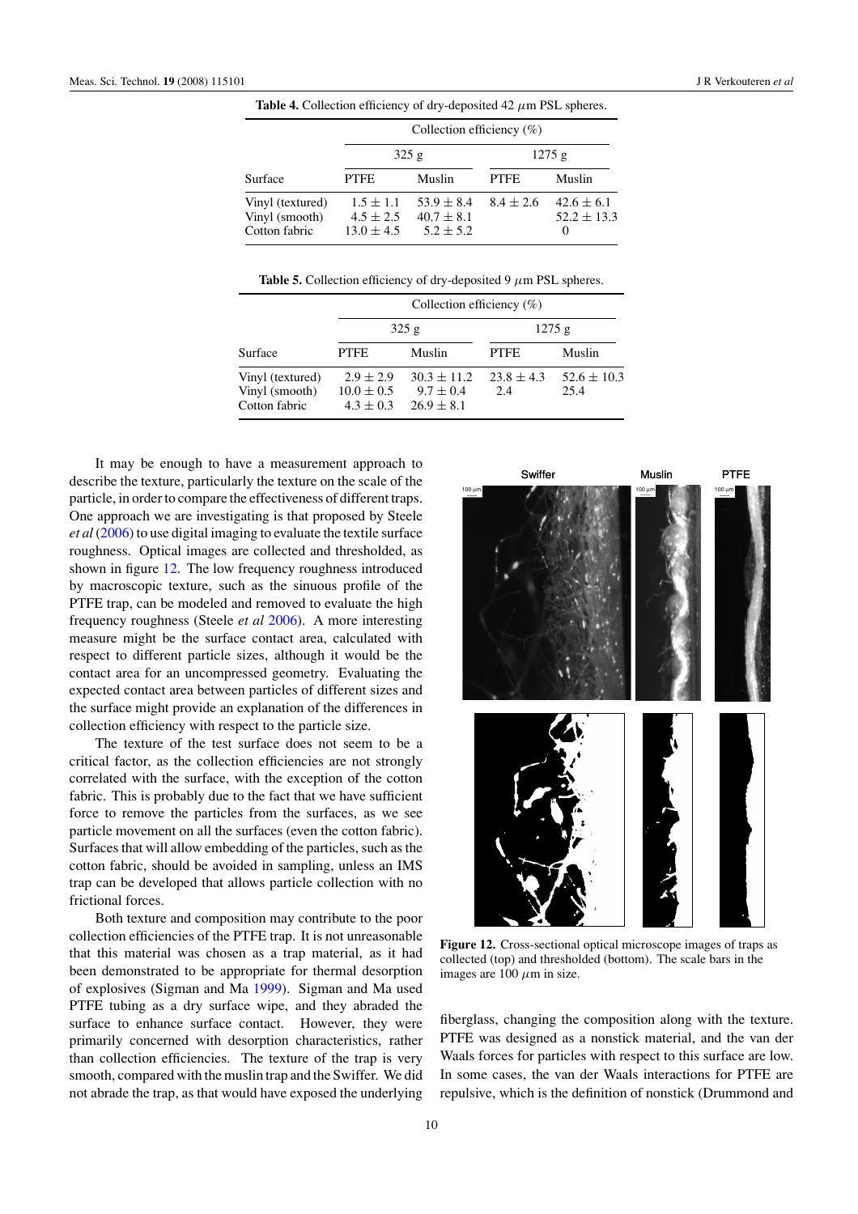**Table 4.** Collection efficiency of dry-deposited 42 $\mu$m PSL spheres.

| | Collection efficiency (%) | | | |
|---|---|---|---|---|
| | 325 g | | 1275 g | |
| Surface | PTFE | Muslin | PTFE | Muslin |
| Vinyl (textured) | $1.5 \pm 1.1$ | $53.9 \pm 8.4$ | $8.4 \pm 2.6$ | $42.6 \pm 6.1$ |
| Vinyl (smooth) | $4.5 \pm 2.5$ | $40.7 \pm 8.1$ | | $52.2 \pm 13.3$ |
| Cotton fabric | $13.0 \pm 4.5$ | $5.2 \pm 5.2$ | | 0 |

**Table 5.** Collection efficiency of dry-deposited 9 $\mu$m PSL spheres.

| | Collection efficiency (%) | | | |
|---|---|---|---|---|
| | 325 g | | 1275 g | |
| Surface | PTFE | Muslin | PTFE | Muslin |
| Vinyl (textured) | $2.9 \pm 2.9$ | $30.3 \pm 11.2$ | $23.8 \pm 4.3$ | $52.6 \pm 10.3$ |
| Vinyl (smooth) | $10.0 \pm 0.5$ | $9.7 \pm 0.4$ | 2.4 | 25.4 |
| Cotton fabric | $4.3 \pm 0.3$ | $26.9 \pm 8.1$ | | |

It may be enough to have a measurement approach to describe the texture, particularly the texture on the scale of the particle, in order to compare the effectiveness of different traps. One approach we are investigating is that proposed by Steele *et al* (2006) to use digital imaging to evaluate the textile surface roughness. Optical images are collected and thresholded, as shown in figure 12. The low frequency roughness introduced by macroscopic texture, such as the sinuous profile of the PTFE trap, can be modeled and removed to evaluate the high frequency roughness (Steele *et al* 2006). A more interesting measure might be the surface contact area, calculated with respect to different particle sizes, although it would be the contact area for an uncompressed geometry. Evaluating the expected contact area between particles of different sizes and the surface might provide an explanation of the differences in collection efficiency with respect to the particle size.

The texture of the test surface does not seem to be a critical factor, as the collection efficiencies are not strongly correlated with the surface, with the exception of the cotton fabric. This is probably due to the fact that we have sufficient force to remove the particles from the surfaces, as we see particle movement on all the surfaces (even the cotton fabric). Surfaces that will allow embedding of the particles, such as the cotton fabric, should be avoided in sampling, unless an IMS trap can be developed that allows particle collection with no frictional forces.

Both texture and composition may contribute to the poor collection efficiencies of the PTFE trap. It is not unreasonable that this material was chosen as a trap material, as it had been demonstrated to be appropriate for thermal desorption of explosives (Sigman and Ma 1999). Sigman and Ma used PTFE tubing as a dry surface wipe, and they abraded the surface to enhance surface contact. However, they were primarily concerned with desorption characteristics, rather than collection efficiencies. The texture of the trap is very smooth, compared with the muslin trap and the Swiffer. We did not abrade the trap, as that would have exposed the underlying fiberglass, changing the composition along with the texture. PTFE was designed as a nonstick material, and the van der Waals forces for particles with respect to this surface are low. In some cases, the van der Waals interactions for PTFE are repulsive, which is the definition of nonstick (Drummond and

Swiffer

Muslin

PTFE

**Figure 12.** Cross-sectional optical microscope images of traps as collected (top) and thresholded (bottom). The scale bars in the images are 100 $\mu$m in size.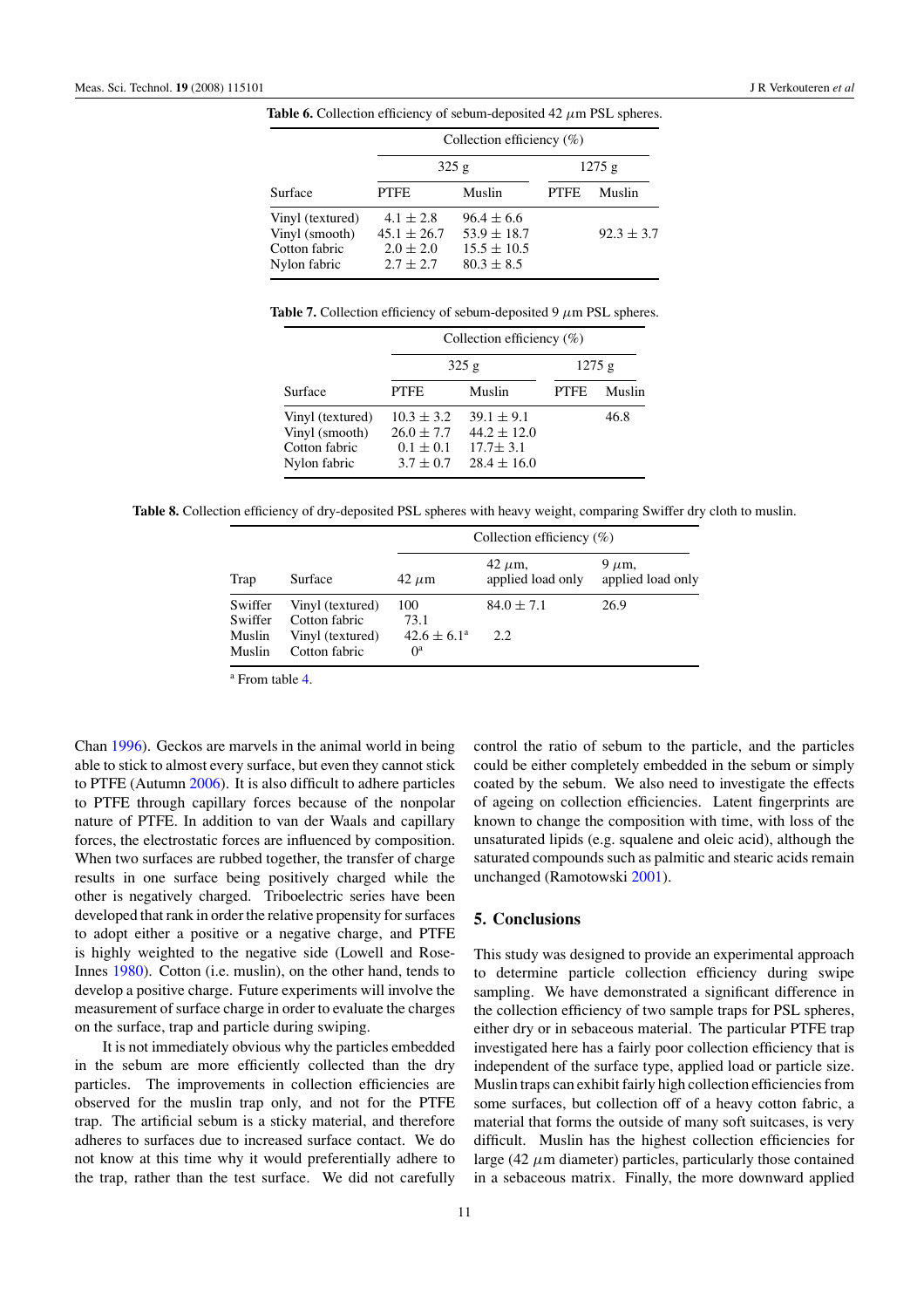**Table 6.** Collection efficiency of sebum-deposited 42 $\mu$m PSL spheres.

| | Collection efficiency (%) | | | |
|---|---|---|---|---|
| | 325 g | | 1275 g | |
| Surface | PTFE | Muslin | PTFE | Muslin |
| Vinyl (textured) | 4.1 ± 2.8 | 96.4 ± 6.6 | | |
| Vinyl (smooth) | 45.1 ± 26.7 | 53.9 ± 18.7 | | 92.3 ± 3.7 |
| Cotton fabric | 2.0 ± 2.0 | 15.5 ± 10.5 | | |
| Nylon fabric | 2.7 ± 2.7 | 80.3 ± 8.5 | | |

**Table 7.** Collection efficiency of sebum-deposited 9 $\mu$m PSL spheres.

| | Collection efficiency (%) | | | |
|---|---|---|---|---|
| | 325 g | | 1275 g | |
| Surface | PTFE | Muslin | PTFE | Muslin |
| Vinyl (textured) | 10.3 ± 3.2 | 39.1 ± 9.1 | | 46.8 |
| Vinyl (smooth) | 26.0 ± 7.7 | 44.2 ± 12.0 | | |
| Cotton fabric | 0.1 ± 0.1 | 17.7± 3.1 | | |
| Nylon fabric | 3.7 ± 0.7 | 28.4 ± 16.0 | | |

**Table 8.** Collection efficiency of dry-deposited PSL spheres with heavy weight, comparing Swiffer dry cloth to muslin.

| | | Collection efficiency (%) | | |
|---|---|---|---|---|
| Trap | Surface | 42 $\mu$m | 42 $\mu$m, applied load only | 9 $\mu$m, applied load only |
| Swiffer | Vinyl (textured) | 100 | 84.0 ± 7.1 | 26.9 |
| Swiffer | Cotton fabric | 73.1 | | |
| Muslin | Vinyl (textured) | 42.6 ± 6.1[a] | 2.2 | |
| Muslin | Cotton fabric | 0[a] | | |

[a] From table 4.

Chan 1996). Geckos are marvels in the animal world in being able to stick to almost every surface, but even they cannot stick to PTFE (Autumn 2006). It is also difficult to adhere particles to PTFE through capillary forces because of the nonpolar nature of PTFE. In addition to van der Waals and capillary forces, the electrostatic forces are influenced by composition. When two surfaces are rubbed together, the transfer of charge results in one surface being positively charged while the other is negatively charged. Triboelectric series have been developed that rank in order the relative propensity for surfaces to adopt either a positive or a negative charge, and PTFE is highly weighted to the negative side (Lowell and Rose-Innes 1980). Cotton (i.e. muslin), on the other hand, tends to develop a positive charge. Future experiments will involve the measurement of surface charge in order to evaluate the charges on the surface, trap and particle during swiping.

It is not immediately obvious why the particles embedded in the sebum are more efficiently collected than the dry particles. The improvements in collection efficiencies are observed for the muslin trap only, and not for the PTFE trap. The artificial sebum is a sticky material, and therefore adheres to surfaces due to increased surface contact. We do not know at this time why it would preferentially adhere to the trap, rather than the test surface. We did not carefully control the ratio of sebum to the particle, and the particles could be either completely embedded in the sebum or simply coated by the sebum. We also need to investigate the effects of ageing on collection efficiencies. Latent fingerprints are known to change the composition with time, with loss of the unsaturated lipids (e.g. squalene and oleic acid), although the saturated compounds such as palmitic and stearic acids remain unchanged (Ramotowski 2001).

## 5. Conclusions

This study was designed to provide an experimental approach to determine particle collection efficiency during swipe sampling. We have demonstrated a significant difference in the collection efficiency of two sample traps for PSL spheres, either dry or in sebaceous material. The particular PTFE trap investigated here has a fairly poor collection efficiency that is independent of the surface type, applied load or particle size. Muslin traps can exhibit fairly high collection efficiencies from some surfaces, but collection off of a heavy cotton fabric, a material that forms the outside of many soft suitcases, is very difficult. Muslin has the highest collection efficiencies for large (42 $\mu$m diameter) particles, particularly those contained in a sebaceous matrix. Finally, the more downward applied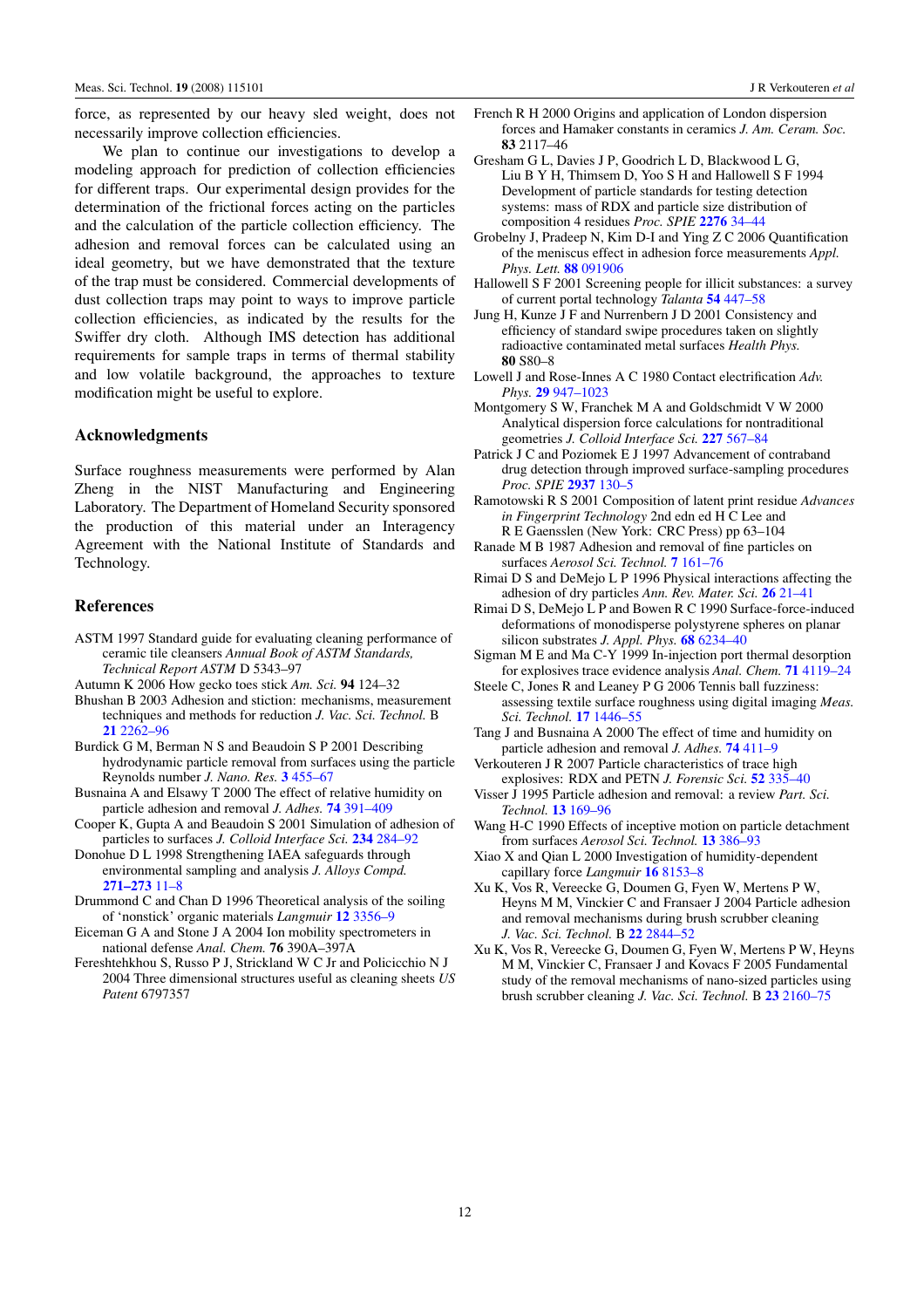force, as represented by our heavy sled weight, does not necessarily improve collection efficiencies.

We plan to continue our investigations to develop a modeling approach for prediction of collection efficiencies for different traps. Our experimental design provides for the determination of the frictional forces acting on the particles and the calculation of the particle collection efficiency. The adhesion and removal forces can be calculated using an ideal geometry, but we have demonstrated that the texture of the trap must be considered. Commercial developments of dust collection traps may point to ways to improve particle collection efficiencies, as indicated by the results for the Swiffer dry cloth. Although IMS detection has additional requirements for sample traps in terms of thermal stability and low volatile background, the approaches to texture modification might be useful to explore.

## Acknowledgments

Surface roughness measurements were performed by Alan Zheng in the NIST Manufacturing and Engineering Laboratory. The Department of Homeland Security sponsored the production of this material under an Interagency Agreement with the National Institute of Standards and Technology.

## References

ASTM 1997 Standard guide for evaluating cleaning performance of ceramic tile cleansers *Annual Book of ASTM Standards, Technical Report ASTM* D 5343–97

Autumn K 2006 How gecko toes stick *Am. Sci.* **94** 124–32

Bhushan B 2003 Adhesion and stiction: mechanisms, measurement techniques and methods for reduction *J. Vac. Sci. Technol.* B **21** 2262–96

Burdick G M, Berman N S and Beaudoin S P 2001 Describing hydrodynamic particle removal from surfaces using the particle Reynolds number *J. Nano. Res.* **3** 455–67

Busnaina A and Elsawy T 2000 The effect of relative humidity on particle adhesion and removal *J. Adhes.* **74** 391–409

Cooper K, Gupta A and Beaudoin S 2001 Simulation of adhesion of particles to surfaces *J. Colloid Interface Sci.* **234** 284–92

Donohue D L 1998 Strengthening IAEA safeguards through environmental sampling and analysis *J. Alloys Compd.* **271–273** 11–8

Drummond C and Chan D 1996 Theoretical analysis of the soiling of 'nonstick' organic materials *Langmuir* **12** 3356–9

Eiceman G A and Stone J A 2004 Ion mobility spectrometers in national defense *Anal. Chem.* **76** 390A–397A

Fereshtehkhou S, Russo P J, Strickland W C Jr and Policicchio N J 2004 Three dimensional structures useful as cleaning sheets *US Patent* 6797357

French R H 2000 Origins and application of London dispersion forces and Hamaker constants in ceramics *J. Am. Ceram. Soc.* **83** 2117–46

Gresham G L, Davies J P, Goodrich L D, Blackwood L G, Liu B Y H, Thimsem D, Yoo S H and Hallowell S F 1994 Development of particle standards for testing detection systems: mass of RDX and particle size distribution of composition 4 residues *Proc. SPIE* **2276** 34–44

Grobelny J, Pradeep N, Kim D-I and Ying Z C 2006 Quantification of the meniscus effect in adhesion force measurements *Appl. Phys. Lett.* **88** 091906

Hallowell S F 2001 Screening people for illicit substances: a survey of current portal technology *Talanta* **54** 447–58

Jung H, Kunze J F and Nurrenbern J D 2001 Consistency and efficiency of standard swipe procedures taken on slightly radioactive contaminated metal surfaces *Health Phys.* **80** S80–8

Lowell J and Rose-Innes A C 1980 Contact electrification *Adv. Phys.* **29** 947–1023

Montgomery S W, Franchek M A and Goldschmidt V W 2000 Analytical dispersion force calculations for nontraditional geometries *J. Colloid Interface Sci.* **227** 567–84

Patrick J C and Poziomek E J 1997 Advancement of contraband drug detection through improved surface-sampling procedures *Proc. SPIE* **2937** 130–5

Ramotowski R S 2001 Composition of latent print residue *Advances in Fingerprint Technology* 2nd edn ed H C Lee and R E Gaensslen (New York: CRC Press) pp 63–104

Ranade M B 1987 Adhesion and removal of fine particles on surfaces *Aerosol Sci. Technol.* **7** 161–76

Rimai D S and DeMejo L P 1996 Physical interactions affecting the adhesion of dry particles *Ann. Rev. Mater. Sci.* **26** 21–41

Rimai D S, DeMejo L P and Bowen R C 1990 Surface-force-induced deformations of monodisperse polystyrene spheres on planar silicon substrates *J. Appl. Phys.* **68** 6234–40

Sigman M E and Ma C-Y 1999 In-injection port thermal desorption for explosives trace evidence analysis *Anal. Chem.* **71** 4119–24

Steele C, Jones R and Leaney P G 2006 Tennis ball fuzziness: assessing textile surface roughness using digital imaging *Meas. Sci. Technol.* **17** 1446–55

Tang J and Busnaina A 2000 The effect of time and humidity on particle adhesion and removal *J. Adhes.* **74** 411–9

Verkouteren J R 2007 Particle characteristics of trace high explosives: RDX and PETN *J. Forensic Sci.* **52** 335–40

Visser J 1995 Particle adhesion and removal: a review *Part. Sci. Technol.* **13** 169–96

Wang H-C 1990 Effects of inceptive motion on particle detachment from surfaces *Aerosol Sci. Technol.* **13** 386–93

Xiao X and Qian L 2000 Investigation of humidity-dependent capillary force *Langmuir* **16** 8153–8

Xu K, Vos R, Vereecke G, Doumen G, Fyen W, Mertens P W, Heyns M M, Vinckier C and Fransaer J 2004 Particle adhesion and removal mechanisms during brush scrubber cleaning *J. Vac. Sci. Technol.* B **22** 2844–52

Xu K, Vos R, Vereecke G, Doumen G, Fyen W, Mertens P W, Heyns M M, Vinckier C, Fransaer J and Kovacs F 2005 Fundamental study of the removal mechanisms of nano-sized particles using brush scrubber cleaning *J. Vac. Sci. Technol.* B **23** 2160–75